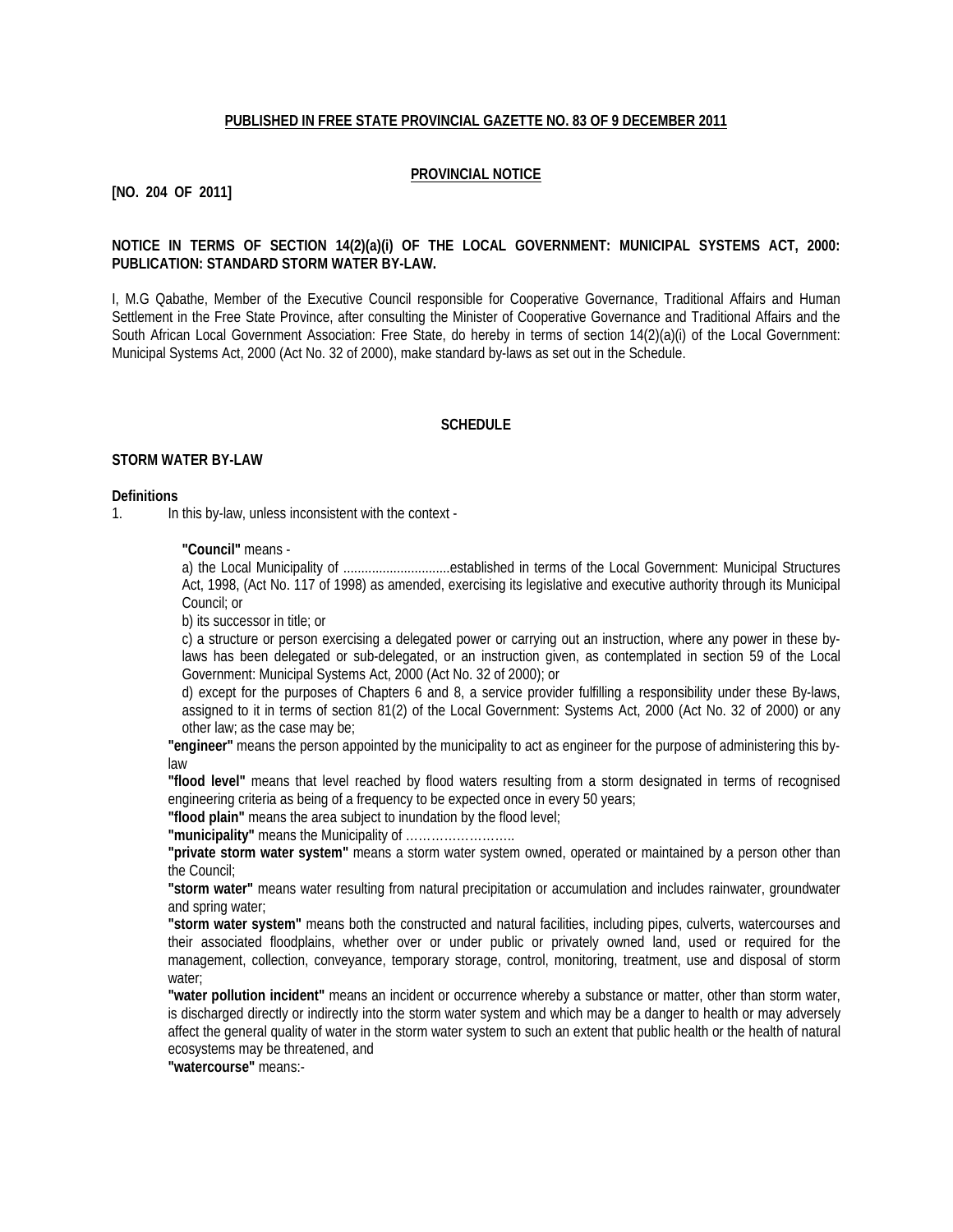**PUBLISHED IN FREE STATE PROVINCIAL GAZETTE NO. 83 OF 9 DECEMBER 2011**

**PROVINCIAL NOTICE**

**[NO. 204 OF 2011]**

**NOTICE IN TERMS OF SECTION 14(2)(a)(i) OF THE LOCAL GOVERNMENT: MUNICIPAL SYSTEMS ACT, 2000: PUBLICATION: STANDARD STORM WATER BY-LAW.**

I, M.G Qabathe, Member of the Executive Council responsible for Cooperative Governance, Traditional Affairs and Human Settlement in the Free State Province, after consulting the Minister of Cooperative Governance and Traditional Affairs and the South African Local Government Association: Free State, do hereby in terms of section 14(2)(a)(i) of the Local Government: Municipal Systems Act, 2000 (Act No. 32 of 2000), make standard by-laws as set out in the Schedule.

**SCHEDULE**

**STORM WATER BY-LAW**

**Definitions**

1. In this by-law, unless inconsistent with the context -

**"Council"** means -

a) the Local Municipality of ..............................established in terms of the Local Government: Municipal Structures Act, 1998, (Act No. 117 of 1998) as amended, exercising its legislative and executive authority through its Municipal Council; or

b) its successor in title; or

c) a structure or person exercising a delegated power or carrying out an instruction, where any power in these by-laws has been delegated or sub-delegated, or an instruction given, as contemplated in section 59 of the Local Government: Municipal Systems Act, 2000 (Act No. 32 of 2000); or

d) except for the purposes of Chapters 6 and 8, a service provider fulfilling a responsibility under these By-laws, assigned to it in terms of section 81(2) of the Local Government: Systems Act, 2000 (Act No. 32 of 2000) or any other law; as the case may be;

**"engineer"** means the person appointed by the municipality to act as engineer for the purpose of administering this by-law

**"flood level"** means that level reached by flood waters resulting from a storm designated in terms of recognised engineering criteria as being of a frequency to be expected once in every 50 years;

**"flood plain"** means the area subject to inundation by the flood level;

**"municipality"** means the Municipality of ……………………..

**"private storm water system"** means a storm water system owned, operated or maintained by a person other than the Council;

**"storm water"** means water resulting from natural precipitation or accumulation and includes rainwater, groundwater and spring water;

**"storm water system"** means both the constructed and natural facilities, including pipes, culverts, watercourses and their associated floodplains, whether over or under public or privately owned land, used or required for the management, collection, conveyance, temporary storage, control, monitoring, treatment, use and disposal of storm water;

**"water pollution incident"** means an incident or occurrence whereby a substance or matter, other than storm water, is discharged directly or indirectly into the storm water system and which may be a danger to health or may adversely affect the general quality of water in the storm water system to such an extent that public health or the health of natural ecosystems may be threatened, and

**"watercourse"** means:-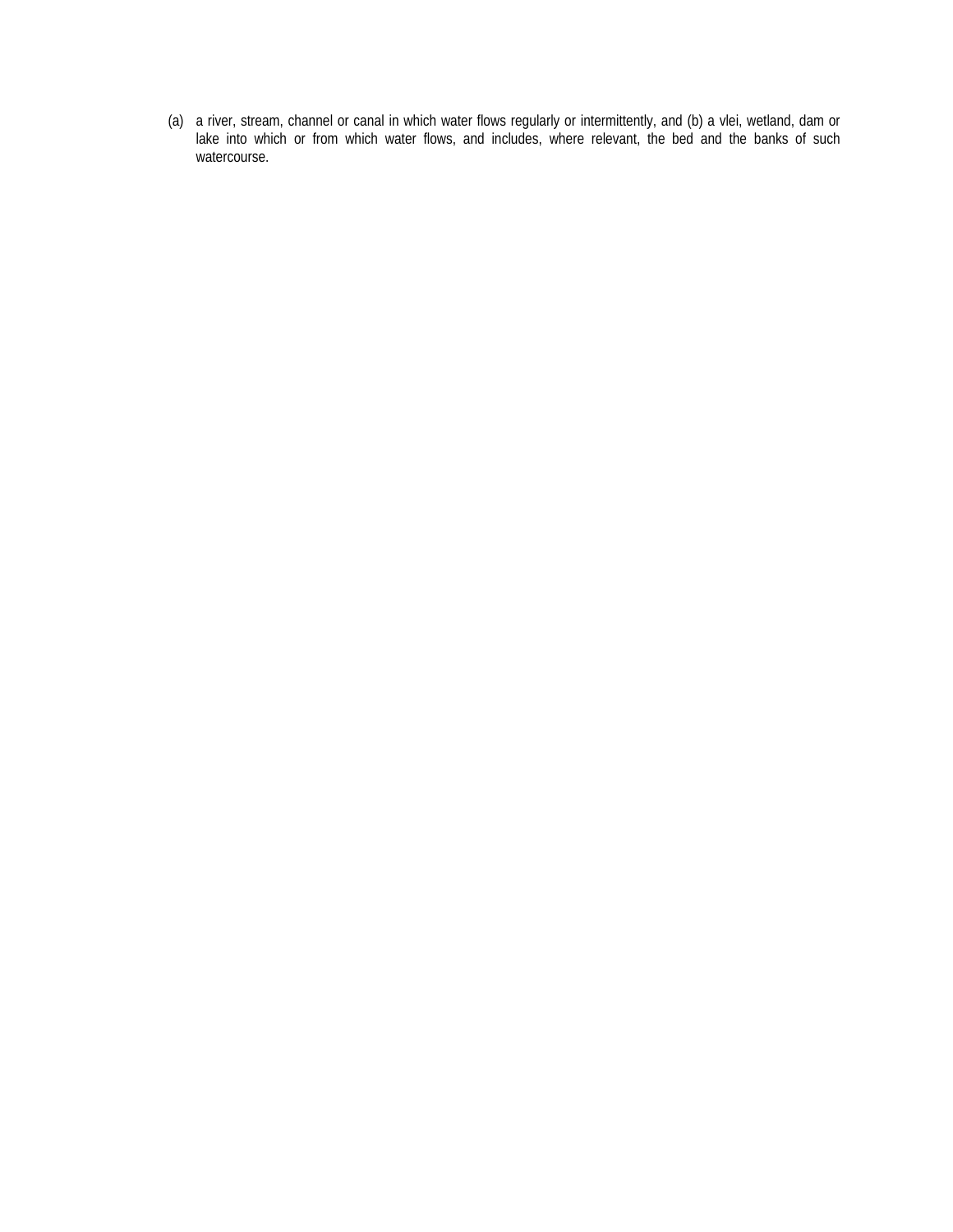(a) a river, stream, channel or canal in which water flows regularly or intermittently, and (b) a vlei, wetland, dam or lake into which or from which water flows, and includes, where relevant, the bed and the banks of such watercourse.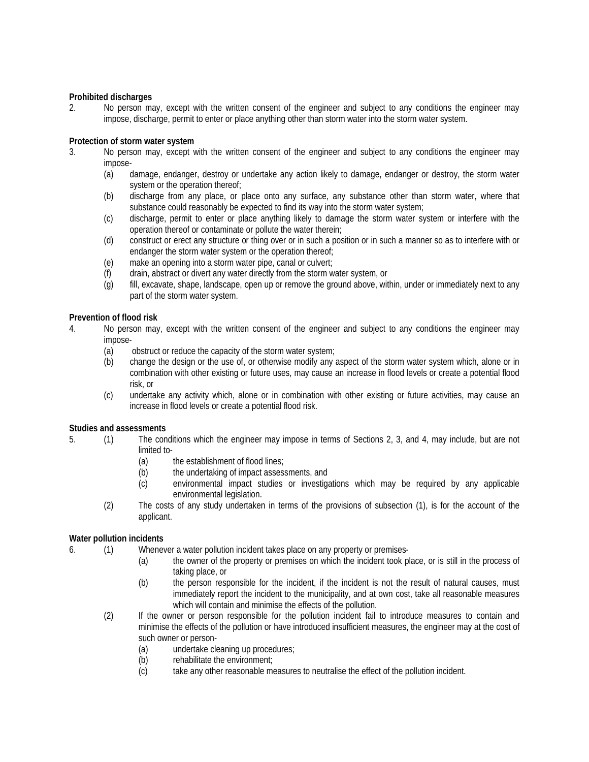**Prohibited discharges**

2. No person may, except with the written consent of the engineer and subject to any conditions the engineer may impose, discharge, permit to enter or place anything other than storm water into the storm water system.

**Protection of storm water system**

3. No person may, except with the written consent of the engineer and subject to any conditions the engineer may impose-
   - (a) damage, endanger, destroy or undertake any action likely to damage, endanger or destroy, the storm water system or the operation thereof;
   - (b) discharge from any place, or place onto any surface, any substance other than storm water, where that substance could reasonably be expected to find its way into the storm water system;
   - (c) discharge, permit to enter or place anything likely to damage the storm water system or interfere with the operation thereof or contaminate or pollute the water therein;
   - (d) construct or erect any structure or thing over or in such a position or in such a manner so as to interfere with or endanger the storm water system or the operation thereof;
   - (e) make an opening into a storm water pipe, canal or culvert;
   - (f) drain, abstract or divert any water directly from the storm water system, or
   - (g) fill, excavate, shape, landscape, open up or remove the ground above, within, under or immediately next to any part of the storm water system.

**Prevention of flood risk**

4. No person may, except with the written consent of the engineer and subject to any conditions the engineer may impose-
   - (a) obstruct or reduce the capacity of the storm water system;
   - (b) change the design or the use of, or otherwise modify any aspect of the storm water system which, alone or in combination with other existing or future uses, may cause an increase in flood levels or create a potential flood risk, or
   - (c) undertake any activity which, alone or in combination with other existing or future activities, may cause an increase in flood levels or create a potential flood risk.

**Studies and assessments**

5. (1) The conditions which the engineer may impose in terms of Sections 2, 3, and 4, may include, but are not limited to-
   - (a) the establishment of flood lines;
   - (b) the undertaking of impact assessments, and
   - (c) environmental impact studies or investigations which may be required by any applicable environmental legislation.

   (2) The costs of any study undertaken in terms of the provisions of subsection (1), is for the account of the applicant.

**Water pollution incidents**

6. (1) Whenever a water pollution incident takes place on any property or premises-
   - (a) the owner of the property or premises on which the incident took place, or is still in the process of taking place, or
   - (b) the person responsible for the incident, if the incident is not the result of natural causes, must immediately report the incident to the municipality, and at own cost, take all reasonable measures which will contain and minimise the effects of the pollution.

   (2) If the owner or person responsible for the pollution incident fail to introduce measures to contain and minimise the effects of the pollution or have introduced insufficient measures, the engineer may at the cost of such owner or person-
   - (a) undertake cleaning up procedures;
   - (b) rehabilitate the environment;
   - (c) take any other reasonable measures to neutralise the effect of the pollution incident.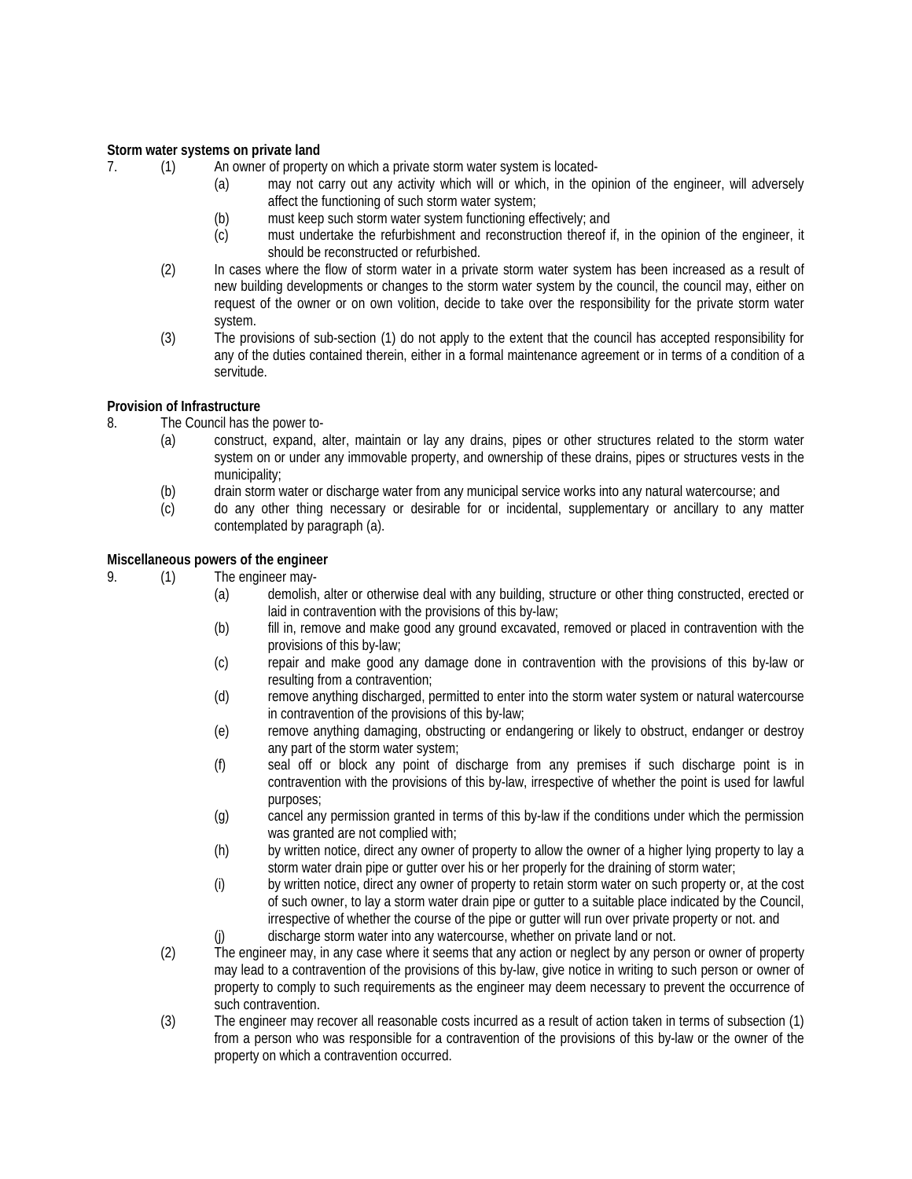**Storm water systems on private land**

7. (1) An owner of property on which a private storm water system is located-

   (a) may not carry out any activity which will or which, in the opinion of the engineer, will adversely affect the functioning of such storm water system;

   (b) must keep such storm water system functioning effectively; and

   (c) must undertake the refurbishment and reconstruction thereof if, in the opinion of the engineer, it should be reconstructed or refurbished.

   (2) In cases where the flow of storm water in a private storm water system has been increased as a result of new building developments or changes to the storm water system by the council, the council may, either on request of the owner or on own volition, decide to take over the responsibility for the private storm water system.

   (3) The provisions of sub-section (1) do not apply to the extent that the council has accepted responsibility for any of the duties contained therein, either in a formal maintenance agreement or in terms of a condition of a servitude.

**Provision of Infrastructure**

8. The Council has the power to-

   (a) construct, expand, alter, maintain or lay any drains, pipes or other structures related to the storm water system on or under any immovable property, and ownership of these drains, pipes or structures vests in the municipality;

   (b) drain storm water or discharge water from any municipal service works into any natural watercourse; and

   (c) do any other thing necessary or desirable for or incidental, supplementary or ancillary to any matter contemplated by paragraph (a).

**Miscellaneous powers of the engineer**

9. (1) The engineer may-

   (a) demolish, alter or otherwise deal with any building, structure or other thing constructed, erected or laid in contravention with the provisions of this by-law;

   (b) fill in, remove and make good any ground excavated, removed or placed in contravention with the provisions of this by-law;

   (c) repair and make good any damage done in contravention with the provisions of this by-law or resulting from a contravention;

   (d) remove anything discharged, permitted to enter into the storm water system or natural watercourse in contravention of the provisions of this by-law;

   (e) remove anything damaging, obstructing or endangering or likely to obstruct, endanger or destroy any part of the storm water system;

   (f) seal off or block any point of discharge from any premises if such discharge point is in contravention with the provisions of this by-law, irrespective of whether the point is used for lawful purposes;

   (g) cancel any permission granted in terms of this by-law if the conditions under which the permission was granted are not complied with;

   (h) by written notice, direct any owner of property to allow the owner of a higher lying property to lay a storm water drain pipe or gutter over his or her properly for the draining of storm water;

   (i) by written notice, direct any owner of property to retain storm water on such property or, at the cost of such owner, to lay a storm water drain pipe or gutter to a suitable place indicated by the Council, irrespective of whether the course of the pipe or gutter will run over private property or not. and

   (j) discharge storm water into any watercourse, whether on private land or not.

   (2) The engineer may, in any case where it seems that any action or neglect by any person or owner of property may lead to a contravention of the provisions of this by-law, give notice in writing to such person or owner of property to comply to such requirements as the engineer may deem necessary to prevent the occurrence of such contravention.

   (3) The engineer may recover all reasonable costs incurred as a result of action taken in terms of subsection (1) from a person who was responsible for a contravention of the provisions of this by-law or the owner of the property on which a contravention occurred.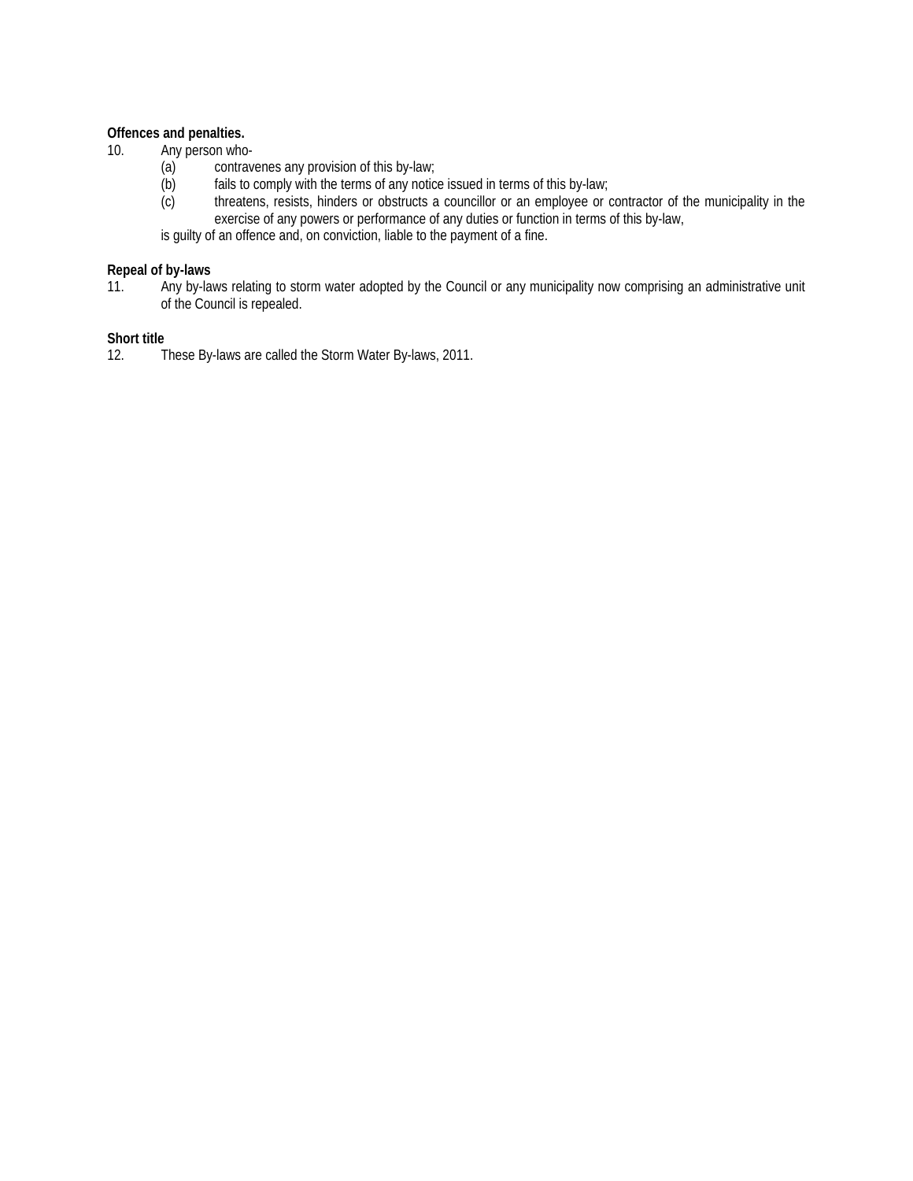**Offences and penalties.**

10. Any person who-

    (a) contravenes any provision of this by-law;

    (b) fails to comply with the terms of any notice issued in terms of this by-law;

    (c) threatens, resists, hinders or obstructs a councillor or an employee or contractor of the municipality in the exercise of any powers or performance of any duties or function in terms of this by-law,

    is guilty of an offence and, on conviction, liable to the payment of a fine.

**Repeal of by-laws**

11. Any by-laws relating to storm water adopted by the Council or any municipality now comprising an administrative unit of the Council is repealed.

**Short title**

12. These By-laws are called the Storm Water By-laws, 2011.